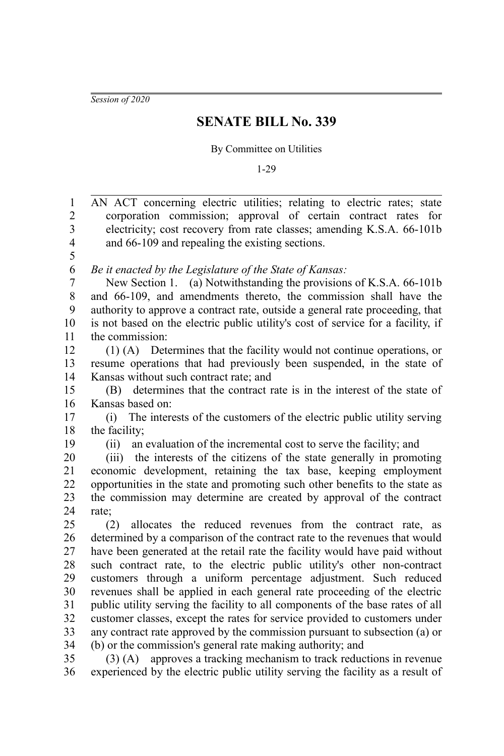*Session of 2020*

# SENATE BILL No. 339

By Committee on Utilities

1-29

AN ACT concerning electric utilities; relating to electric rates; state corporation commission; approval of certain contract rates for electricity; cost recovery from rate classes; amending K.S.A. 66-101b and 66-109 and repealing the existing sections.

*Be it enacted by the Legislature of the State of Kansas:*

New Section 1. (a) Notwithstanding the provisions of K.S.A. 66-101b and 66-109, and amendments thereto, the commission shall have the authority to approve a contract rate, outside a general rate proceeding, that is not based on the electric public utility's cost of service for a facility, if the commission:

(1) (A) Determines that the facility would not continue operations, or resume operations that had previously been suspended, in the state of Kansas without such contract rate; and

(B) determines that the contract rate is in the interest of the state of Kansas based on:

(i) The interests of the customers of the electric public utility serving the facility;

(ii) an evaluation of the incremental cost to serve the facility; and

(iii) the interests of the citizens of the state generally in promoting economic development, retaining the tax base, keeping employment opportunities in the state and promoting such other benefits to the state as the commission may determine are created by approval of the contract rate;

(2) allocates the reduced revenues from the contract rate, as determined by a comparison of the contract rate to the revenues that would have been generated at the retail rate the facility would have paid without such contract rate, to the electric public utility's other non-contract customers through a uniform percentage adjustment. Such reduced revenues shall be applied in each general rate proceeding of the electric public utility serving the facility to all components of the base rates of all customer classes, except the rates for service provided to customers under any contract rate approved by the commission pursuant to subsection (a) or (b) or the commission's general rate making authority; and

(3) (A) approves a tracking mechanism to track reductions in revenue experienced by the electric public utility serving the facility as a result of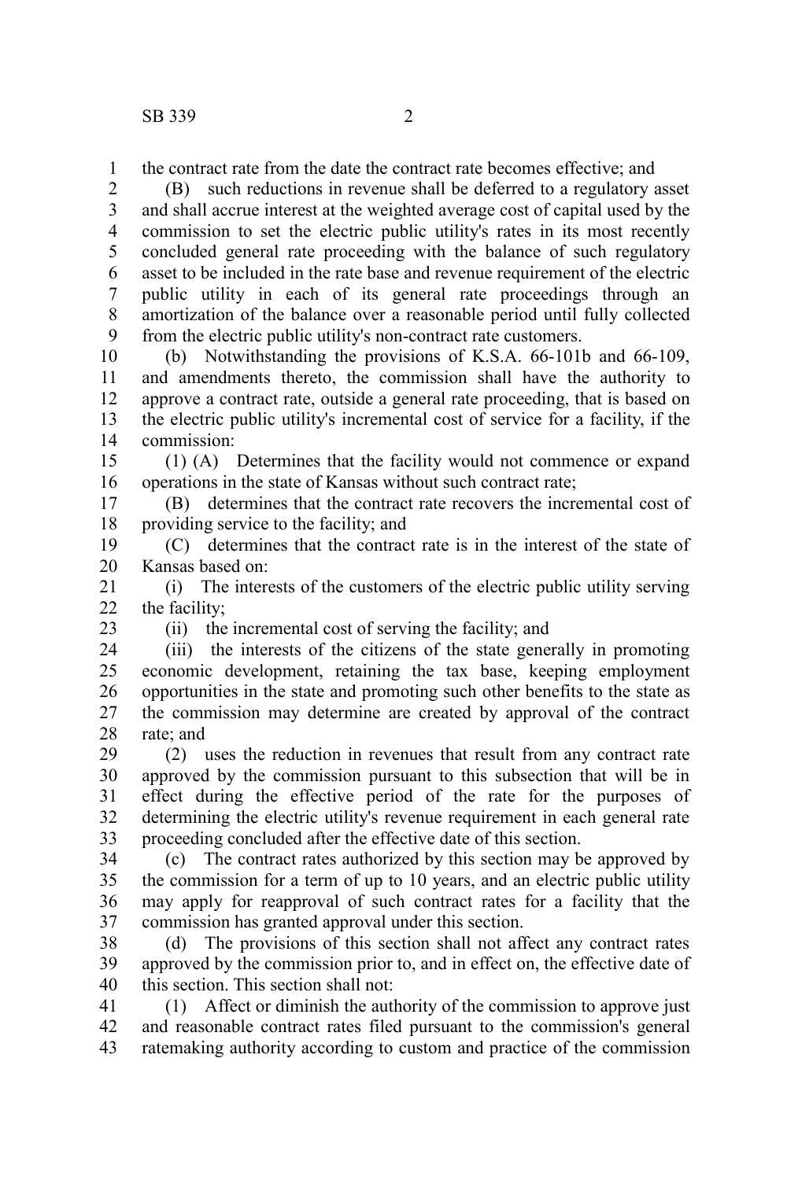the contract rate from the date the contract rate becomes effective; and

(B) such reductions in revenue shall be deferred to a regulatory asset and shall accrue interest at the weighted average cost of capital used by the commission to set the electric public utility's rates in its most recently concluded general rate proceeding with the balance of such regulatory asset to be included in the rate base and revenue requirement of the electric public utility in each of its general rate proceedings through an amortization of the balance over a reasonable period until fully collected from the electric public utility's non-contract rate customers.

(b) Notwithstanding the provisions of K.S.A. 66-101b and 66-109, and amendments thereto, the commission shall have the authority to approve a contract rate, outside a general rate proceeding, that is based on the electric public utility's incremental cost of service for a facility, if the commission:

(1) (A) Determines that the facility would not commence or expand operations in the state of Kansas without such contract rate;

(B) determines that the contract rate recovers the incremental cost of providing service to the facility; and

(C) determines that the contract rate is in the interest of the state of Kansas based on:

(i) The interests of the customers of the electric public utility serving the facility;

(ii) the incremental cost of serving the facility; and

(iii) the interests of the citizens of the state generally in promoting economic development, retaining the tax base, keeping employment opportunities in the state and promoting such other benefits to the state as the commission may determine are created by approval of the contract rate; and

(2) uses the reduction in revenues that result from any contract rate approved by the commission pursuant to this subsection that will be in effect during the effective period of the rate for the purposes of determining the electric utility's revenue requirement in each general rate proceeding concluded after the effective date of this section.

(c) The contract rates authorized by this section may be approved by the commission for a term of up to 10 years, and an electric public utility may apply for reapproval of such contract rates for a facility that the commission has granted approval under this section.

(d) The provisions of this section shall not affect any contract rates approved by the commission prior to, and in effect on, the effective date of this section. This section shall not:

(1) Affect or diminish the authority of the commission to approve just and reasonable contract rates filed pursuant to the commission's general ratemaking authority according to custom and practice of the commission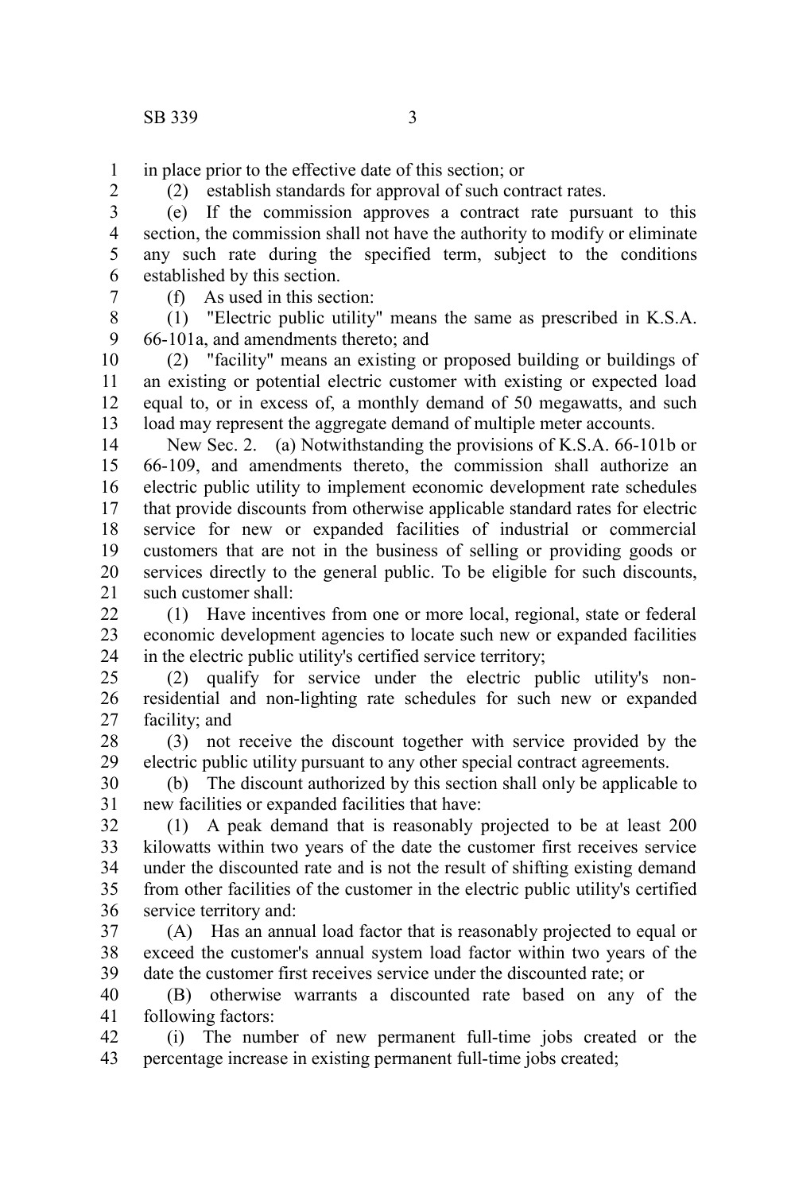in place prior to the effective date of this section; or

(2) establish standards for approval of such contract rates.

(e) If the commission approves a contract rate pursuant to this section, the commission shall not have the authority to modify or eliminate any such rate during the specified term, subject to the conditions established by this section.

(f) As used in this section:

(1) "Electric public utility" means the same as prescribed in K.S.A. 66-101a, and amendments thereto; and

(2) "facility" means an existing or proposed building or buildings of an existing or potential electric customer with existing or expected load equal to, or in excess of, a monthly demand of 50 megawatts, and such load may represent the aggregate demand of multiple meter accounts.

New Sec. 2. (a) Notwithstanding the provisions of K.S.A. 66-101b or 66-109, and amendments thereto, the commission shall authorize an electric public utility to implement economic development rate schedules that provide discounts from otherwise applicable standard rates for electric service for new or expanded facilities of industrial or commercial customers that are not in the business of selling or providing goods or services directly to the general public. To be eligible for such discounts, such customer shall:

(1) Have incentives from one or more local, regional, state or federal economic development agencies to locate such new or expanded facilities in the electric public utility's certified service territory;

(2) qualify for service under the electric public utility's non-residential and non-lighting rate schedules for such new or expanded facility; and

(3) not receive the discount together with service provided by the electric public utility pursuant to any other special contract agreements.

(b) The discount authorized by this section shall only be applicable to new facilities or expanded facilities that have:

(1) A peak demand that is reasonably projected to be at least 200 kilowatts within two years of the date the customer first receives service under the discounted rate and is not the result of shifting existing demand from other facilities of the customer in the electric public utility's certified service territory and:

(A) Has an annual load factor that is reasonably projected to equal or exceed the customer's annual system load factor within two years of the date the customer first receives service under the discounted rate; or

(B) otherwise warrants a discounted rate based on any of the following factors:

(i) The number of new permanent full-time jobs created or the percentage increase in existing permanent full-time jobs created;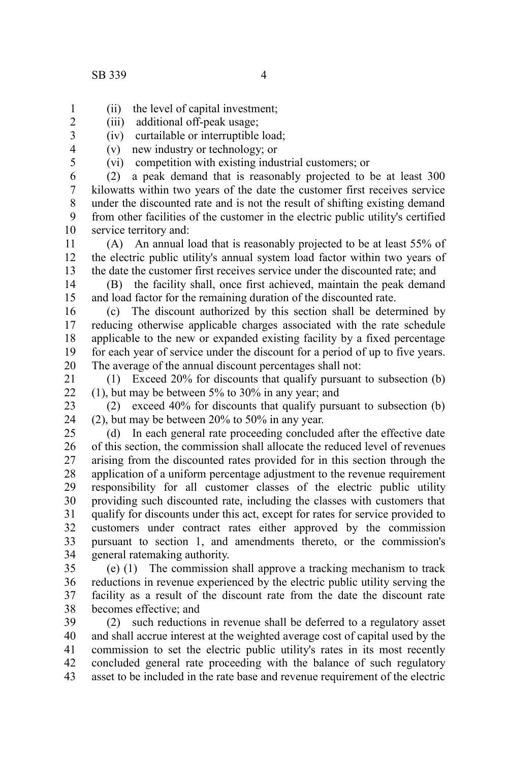(ii) the level of capital investment;

(iii) additional off-peak usage;

(iv) curtailable or interruptible load;

(v) new industry or technology; or

(vi) competition with existing industrial customers; or

(2) a peak demand that is reasonably projected to be at least 300 kilowatts within two years of the date the customer first receives service under the discounted rate and is not the result of shifting existing demand from other facilities of the customer in the electric public utility's certified service territory and:

(A) An annual load that is reasonably projected to be at least 55% of the electric public utility's annual system load factor within two years of the date the customer first receives service under the discounted rate; and

(B) the facility shall, once first achieved, maintain the peak demand and load factor for the remaining duration of the discounted rate.

(c) The discount authorized by this section shall be determined by reducing otherwise applicable charges associated with the rate schedule applicable to the new or expanded existing facility by a fixed percentage for each year of service under the discount for a period of up to five years. The average of the annual discount percentages shall not:

(1) Exceed 20% for discounts that qualify pursuant to subsection (b) (1), but may be between 5% to 30% in any year; and

(2) exceed 40% for discounts that qualify pursuant to subsection (b) (2), but may be between 20% to 50% in any year.

(d) In each general rate proceeding concluded after the effective date of this section, the commission shall allocate the reduced level of revenues arising from the discounted rates provided for in this section through the application of a uniform percentage adjustment to the revenue requirement responsibility for all customer classes of the electric public utility providing such discounted rate, including the classes with customers that qualify for discounts under this act, except for rates for service provided to customers under contract rates either approved by the commission pursuant to section 1, and amendments thereto, or the commission's general ratemaking authority.

(e) (1) The commission shall approve a tracking mechanism to track reductions in revenue experienced by the electric public utility serving the facility as a result of the discount rate from the date the discount rate becomes effective; and

(2) such reductions in revenue shall be deferred to a regulatory asset and shall accrue interest at the weighted average cost of capital used by the commission to set the electric public utility's rates in its most recently concluded general rate proceeding with the balance of such regulatory asset to be included in the rate base and revenue requirement of the electric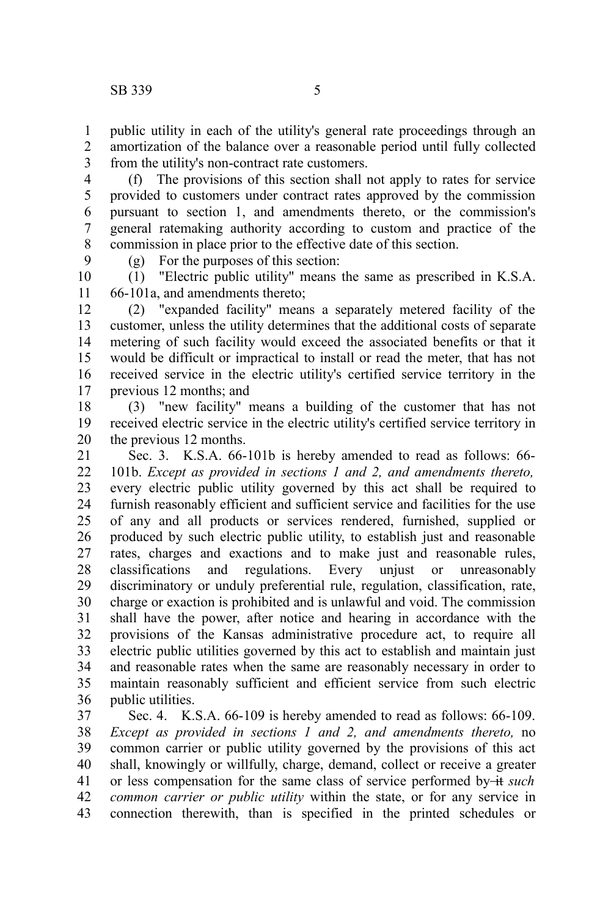public utility in each of the utility's general rate proceedings through an amortization of the balance over a reasonable period until fully collected from the utility's non-contract rate customers.

(f) The provisions of this section shall not apply to rates for service provided to customers under contract rates approved by the commission pursuant to section 1, and amendments thereto, or the commission's general ratemaking authority according to custom and practice of the commission in place prior to the effective date of this section.

(g) For the purposes of this section:

(1) "Electric public utility" means the same as prescribed in K.S.A. 66-101a, and amendments thereto;

(2) "expanded facility" means a separately metered facility of the customer, unless the utility determines that the additional costs of separate metering of such facility would exceed the associated benefits or that it would be difficult or impractical to install or read the meter, that has not received service in the electric utility's certified service territory in the previous 12 months; and

(3) "new facility" means a building of the customer that has not received electric service in the electric utility's certified service territory in the previous 12 months.

Sec. 3. K.S.A. 66-101b is hereby amended to read as follows: 66-101b. *Except as provided in sections 1 and 2, and amendments thereto,* every electric public utility governed by this act shall be required to furnish reasonably efficient and sufficient service and facilities for the use of any and all products or services rendered, furnished, supplied or produced by such electric public utility, to establish just and reasonable rates, charges and exactions and to make just and reasonable rules, classifications and regulations. Every unjust or unreasonably discriminatory or unduly preferential rule, regulation, classification, rate, charge or exaction is prohibited and is unlawful and void. The commission shall have the power, after notice and hearing in accordance with the provisions of the Kansas administrative procedure act, to require all electric public utilities governed by this act to establish and maintain just and reasonable rates when the same are reasonably necessary in order to maintain reasonably sufficient and efficient service from such electric public utilities.

Sec. 4. K.S.A. 66-109 is hereby amended to read as follows: 66-109. *Except as provided in sections 1 and 2, and amendments thereto,* no common carrier or public utility governed by the provisions of this act shall, knowingly or willfully, charge, demand, collect or receive a greater or less compensation for the same class of service performed by ~~it~~ *such common carrier or public utility* within the state, or for any service in connection therewith, than is specified in the printed schedules or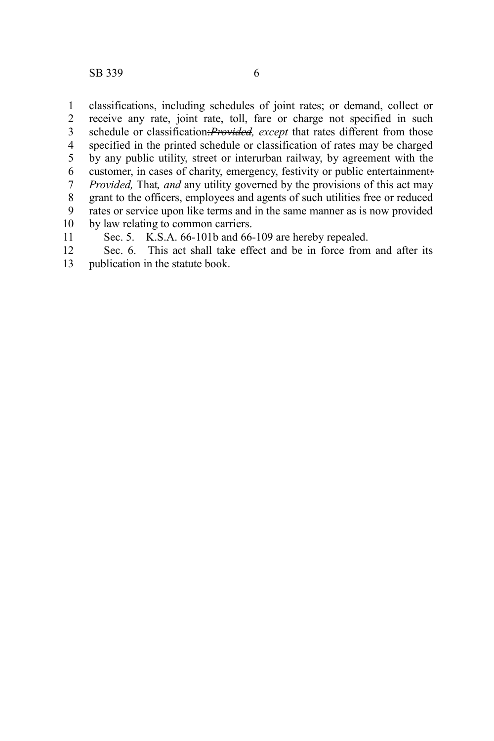classifications, including schedules of joint rates; or demand, collect or receive any rate, joint rate, toll, fare or charge not specified in such schedule or classification~~:~~***~~Provided~~**,* *except* that rates different from those specified in the printed schedule or classification of rates may be charged by any public utility, street or interurban railway, by agreement with the customer, in cases of charity, emergency, festivity or public entertainment~~:~~ ***~~Provided,~~*** ~~That~~*, and* any utility governed by the provisions of this act may grant to the officers, employees and agents of such utilities free or reduced rates or service upon like terms and in the same manner as is now provided by law relating to common carriers.

Sec. 5. K.S.A. 66-101b and 66-109 are hereby repealed.

Sec. 6. This act shall take effect and be in force from and after its publication in the statute book.